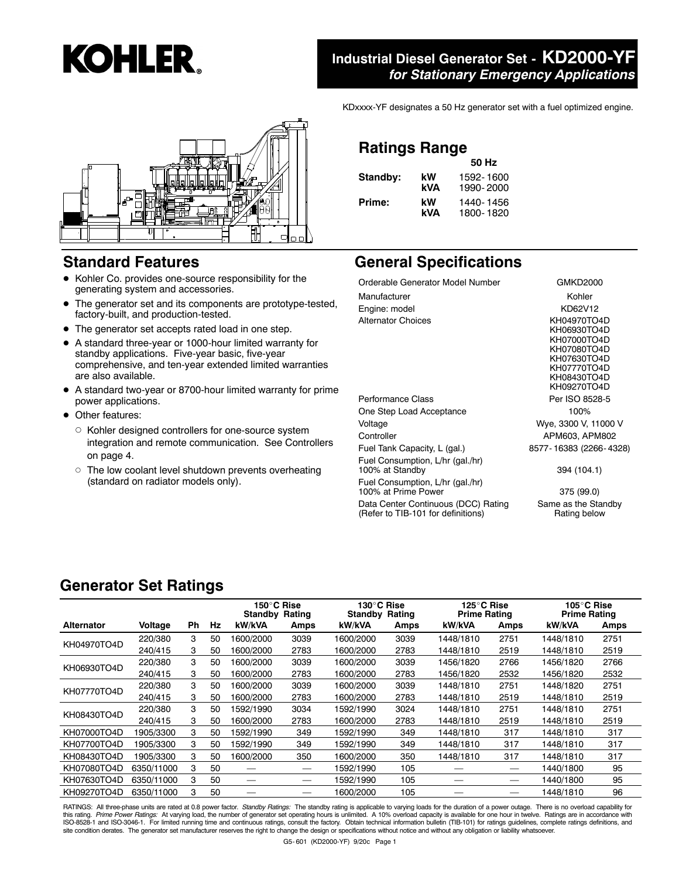# KOHLER.

## Industrial Diesel Generator Set - KD2000-YF
*for Stationary Emergency Applications*

KDxxxx-YF designates a 50 Hz generator set with a fuel optimized engine.

## Ratings Range

| | | 50 Hz |
|---|---|---|
| **Standby:** | **kW** | 1592-1600 |
| | **kVA** | 1990-2000 |
| **Prime:** | **kW** | 1440-1456 |
| | **kVA** | 1800-1820 |

## Standard Features

- Kohler Co. provides one-source responsibility for the generating system and accessories.
- The generator set and its components are prototype-tested, factory-built, and production-tested.
- The generator set accepts rated load in one step.
- A standard three-year or 1000-hour limited warranty for standby applications. Five-year basic, five-year comprehensive, and ten-year extended limited warranties are also available.
- A standard two-year or 8700-hour limited warranty for prime power applications.
- Other features:
  - Kohler designed controllers for one-source system integration and remote communication. See Controllers on page 4.
  - The low coolant level shutdown prevents overheating (standard on radiator models only).

## General Specifications

| | |
|---|---|
| Orderable Generator Model Number | GMKD2000 |
| Manufacturer | Kohler |
| Engine: model | KD62V12 |
| Alternator Choices | KH04970TO4D<br>KH06930TO4D<br>KH07000TO4D<br>KH07080TO4D<br>KH07630TO4D<br>KH07770TO4D<br>KH08430TO4D<br>KH09270TO4D |
| Performance Class | Per ISO 8528-5 |
| One Step Load Acceptance | 100% |
| Voltage | Wye, 3300 V, 11000 V |
| Controller | APM603, APM802 |
| Fuel Tank Capacity, L (gal.) | 8577-16383 (2266-4328) |
| Fuel Consumption, L/hr (gal./hr) 100% at Standby | 394 (104.1) |
| Fuel Consumption, L/hr (gal./hr) 100% at Prime Power | 375 (99.0) |
| Data Center Continuous (DCC) Rating (Refer to TIB-101 for definitions) | Same as the Standby Rating below |

## Generator Set Ratings

| | | | | 150°C Rise Standby Rating | | 130°C Rise Standby Rating | | 125°C Rise Prime Rating | | 105°C Rise Prime Rating | |
|---|---|---|---|---|---|---|---|---|---|---|---|
| **Alternator** | **Voltage** | **Ph** | **Hz** | **kW/kVA** | **Amps** | **kW/kVA** | **Amps** | **kW/kVA** | **Amps** | **kW/kVA** | **Amps** |
| KH04970TO4D | 220/380 | 3 | 50 | 1600/2000 | 3039 | 1600/2000 | 3039 | 1448/1810 | 2751 | 1448/1810 | 2751 |
| | 240/415 | 3 | 50 | 1600/2000 | 2783 | 1600/2000 | 2783 | 1448/1810 | 2519 | 1448/1810 | 2519 |
| KH06930TO4D | 220/380 | 3 | 50 | 1600/2000 | 3039 | 1600/2000 | 3039 | 1456/1820 | 2766 | 1456/1820 | 2766 |
| | 240/415 | 3 | 50 | 1600/2000 | 2783 | 1600/2000 | 2783 | 1456/1820 | 2532 | 1456/1820 | 2532 |
| KH07770TO4D | 220/380 | 3 | 50 | 1600/2000 | 3039 | 1600/2000 | 3039 | 1448/1810 | 2751 | 1448/1820 | 2751 |
| | 240/415 | 3 | 50 | 1600/2000 | 2783 | 1600/2000 | 2783 | 1448/1810 | 2519 | 1448/1810 | 2519 |
| KH08430TO4D | 220/380 | 3 | 50 | 1592/1990 | 3034 | 1592/1990 | 3024 | 1448/1810 | 2751 | 1448/1810 | 2751 |
| | 240/415 | 3 | 50 | 1600/2000 | 2783 | 1600/2000 | 2783 | 1448/1810 | 2519 | 1448/1810 | 2519 |
| KH07000TO4D | 1905/3300 | 3 | 50 | 1592/1990 | 349 | 1592/1990 | 349 | 1448/1810 | 317 | 1448/1810 | 317 |
| KH07700TO4D | 1905/3300 | 3 | 50 | 1592/1990 | 349 | 1592/1990 | 349 | 1448/1810 | 317 | 1448/1810 | 317 |
| KH08430TO4D | 1905/3300 | 3 | 50 | 1600/2000 | 350 | 1600/2000 | 350 | 1448/1810 | 317 | 1448/1810 | 317 |
| KH07080TO4D | 6350/11000 | 3 | 50 | — | — | 1592/1990 | 105 | — | — | 1440/1800 | 95 |
| KH07630TO4D | 6350/11000 | 3 | 50 | — | — | 1592/1990 | 105 | — | — | 1440/1800 | 95 |
| KH09270TO4D | 6350/11000 | 3 | 50 | — | — | 1600/2000 | 105 | — | — | 1448/1810 | 96 |

RATINGS: All three-phase units are rated at 0.8 power factor. *Standby Ratings:* The standby rating is applicable to varying loads for the duration of a power outage. There is no overload capability for this rating. *Prime Power Ratings:* At varying load, the number of generator set operating hours is unlimited. A 10% overload capacity is available for one hour in twelve. Ratings are in accordance with ISO-8528-1 and ISO-3046-1. For limited running time and continuous ratings, consult the factory. Obtain technical information bulletin (TIB-101) for ratings guidelines, complete ratings definitions, and site condition derates. The generator set manufacturer reserves the right to change the design or specifications without notice and without any obligation or liability whatsoever.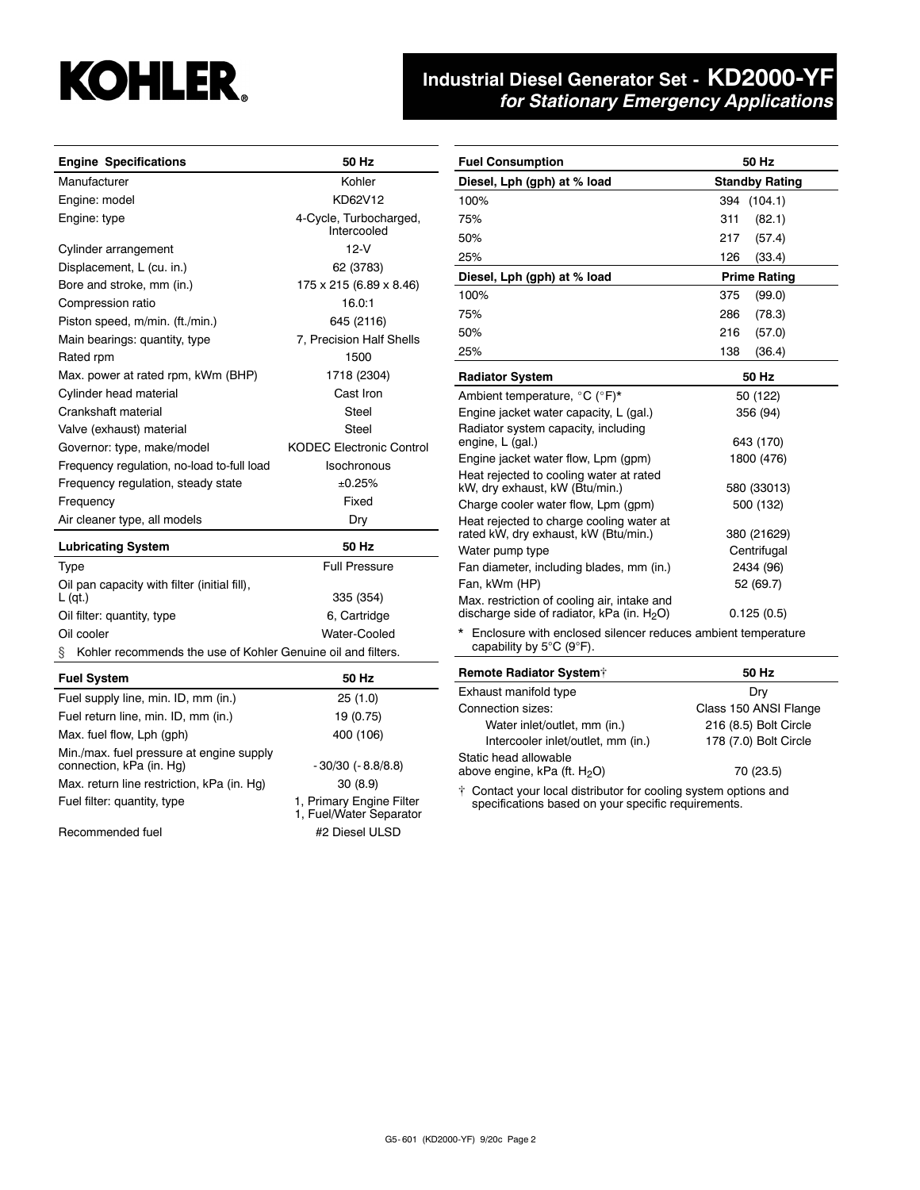# Industrial Diesel Generator Set - KD2000-YF
## *for Stationary Emergency Applications*

| Engine Specifications | 50 Hz |
|---|---|
| Manufacturer | Kohler |
| Engine: model | KD62V12 |
| Engine: type | 4-Cycle, Turbocharged, Intercooled |
| Cylinder arrangement | 12-V |
| Displacement, L (cu. in.) | 62 (3783) |
| Bore and stroke, mm (in.) | 175 x 215 (6.89 x 8.46) |
| Compression ratio | 16.0:1 |
| Piston speed, m/min. (ft./min.) | 645 (2116) |
| Main bearings: quantity, type | 7, Precision Half Shells |
| Rated rpm | 1500 |
| Max. power at rated rpm, kWm (BHP) | 1718 (2304) |
| Cylinder head material | Cast Iron |
| Crankshaft material | Steel |
| Valve (exhaust) material | Steel |
| Governor: type, make/model | KODEC Electronic Control |
| Frequency regulation, no-load to-full load | Isochronous |
| Frequency regulation, steady state | ±0.25% |
| Frequency | Fixed |
| Air cleaner type, all models | Dry |

| Lubricating System | 50 Hz |
|---|---|
| Type | Full Pressure |
| Oil pan capacity with filter (initial fill), L (qt.) | 335 (354) |
| Oil filter: quantity, type | 6, Cartridge |
| Oil cooler | Water-Cooled |

§ Kohler recommends the use of Kohler Genuine oil and filters.

| Fuel System | 50 Hz |
|---|---|
| Fuel supply line, min. ID, mm (in.) | 25 (1.0) |
| Fuel return line, min. ID, mm (in.) | 19 (0.75) |
| Max. fuel flow, Lph (gph) | 400 (106) |
| Min./max. fuel pressure at engine supply connection, kPa (in. Hg) | -30/30 (-8.8/8.8) |
| Max. return line restriction, kPa (in. Hg) | 30 (8.9) |
| Fuel filter: quantity, type | 1, Primary Engine Filter<br>1, Fuel/Water Separator |
| Recommended fuel | #2 Diesel ULSD |

| Fuel Consumption | 50 Hz |
|---|---|
| **Diesel, Lph (gph) at % load** | **Standby Rating** |
| 100% | 394 (104.1) |
| 75% | 311 (82.1) |
| 50% | 217 (57.4) |
| 25% | 126 (33.4) |
| **Diesel, Lph (gph) at % load** | **Prime Rating** |
| 100% | 375 (99.0) |
| 75% | 286 (78.3) |
| 50% | 216 (57.0) |
| 25% | 138 (36.4) |

| Radiator System | 50 Hz |
|---|---|
| Ambient temperature, °C (°F)* | 50 (122) |
| Engine jacket water capacity, L (gal.) | 356 (94) |
| Radiator system capacity, including engine, L (gal.) | 643 (170) |
| Engine jacket water flow, Lpm (gpm) | 1800 (476) |
| Heat rejected to cooling water at rated kW, dry exhaust, kW (Btu/min.) | 580 (33013) |
| Charge cooler water flow, Lpm (gpm) | 500 (132) |
| Heat rejected to charge cooling water at rated kW, dry exhaust, kW (Btu/min.) | 380 (21629) |
| Water pump type | Centrifugal |
| Fan diameter, including blades, mm (in.) | 2434 (96) |
| Fan, kWm (HP) | 52 (69.7) |
| Max. restriction of cooling air, intake and discharge side of radiator, kPa (in. $H_2O$) | 0.125 (0.5) |

* Enclosure with enclosed silencer reduces ambient temperature capability by 5°C (9°F).

| Remote Radiator System† | 50 Hz |
|---|---|
| Exhaust manifold type | Dry |
| Connection sizes: | Class 150 ANSI Flange |
| Water inlet/outlet, mm (in.) | 216 (8.5) Bolt Circle |
| Intercooler inlet/outlet, mm (in.) | 178 (7.0) Bolt Circle |
| Static head allowable above engine, kPa (ft. $H_2O$) | 70 (23.5) |

† Contact your local distributor for cooling system options and specifications based on your specific requirements.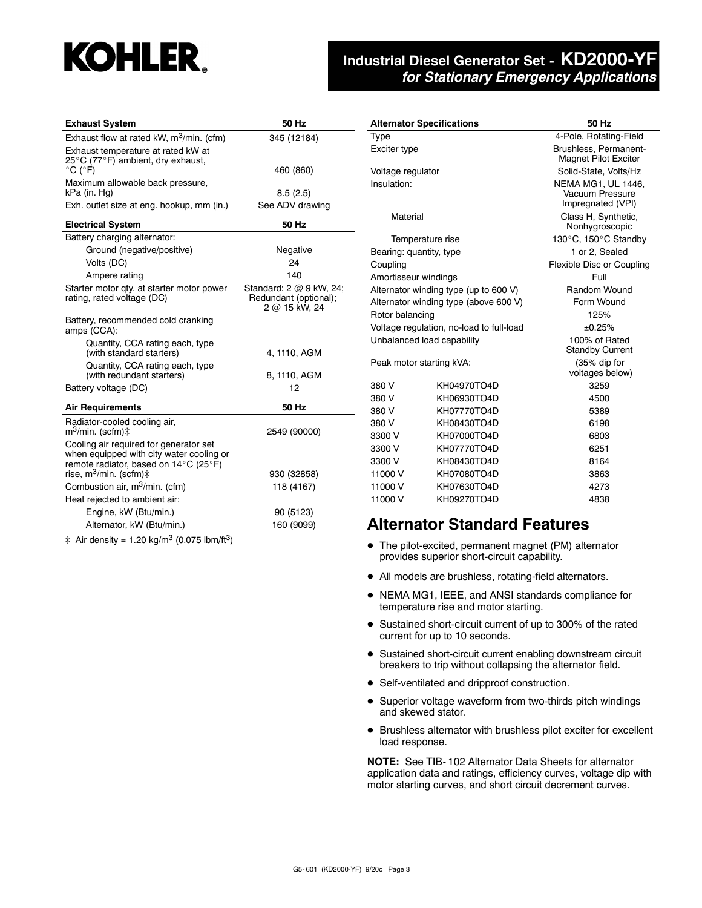# Industrial Diesel Generator Set - KD2000-YF

*for Stationary Emergency Applications*

| Exhaust System | 50 Hz |
|---|---|
| Exhaust flow at rated kW, $m^3$/min. (cfm) | 345 (12184) |
| Exhaust temperature at rated kW at 25°C (77°F) ambient, dry exhaust, °C (°F) | 460 (860) |
| Maximum allowable back pressure, kPa (in. Hg) | 8.5 (2.5) |
| Exh. outlet size at eng. hookup, mm (in.) | See ADV drawing |

| Electrical System | 50 Hz |
|---|---|
| Battery charging alternator: | |
| Ground (negative/positive) | Negative |
| Volts (DC) | 24 |
| Ampere rating | 140 |
| Starter motor qty. at starter motor power rating, rated voltage (DC) | Standard: 2 @ 9 kW, 24; Redundant (optional); 2 @ 15 kW, 24 |
| Battery, recommended cold cranking amps (CCA): | |
| Quantity, CCA rating each, type (with standard starters) | 4, 1110, AGM |
| Quantity, CCA rating each, type (with redundant starters) | 8, 1110, AGM |
| Battery voltage (DC) | 12 |

| Air Requirements | 50 Hz |
|---|---|
| Radiator-cooled cooling air, $m^3$/min. (scfm)‡ | 2549 (90000) |
| Cooling air required for generator set when equipped with city water cooling or remote radiator, based on 14°C (25°F) rise, $m^3$/min. (scfm)‡ | 930 (32858) |
| Combustion air, $m^3$/min. (cfm) | 118 (4167) |
| Heat rejected to ambient air: | |
| Engine, kW (Btu/min.) | 90 (5123) |
| Alternator, kW (Btu/min.) | 160 (9099) |

‡ Air density = 1.20 kg/$m^3$ (0.075 lbm/$ft^3$)

| Alternator Specifications | | 50 Hz |
|---|---|---|
| Type | | 4-Pole, Rotating-Field |
| Exciter type | | Brushless, Permanent-Magnet Pilot Exciter |
| Voltage regulator | | Solid-State, Volts/Hz |
| Insulation: | | NEMA MG1, UL 1446, Vacuum Pressure Impregnated (VPI) |
| Material | | Class H, Synthetic, Nonhygroscopic |
| Temperature rise | | 130°C, 150°C Standby |
| Bearing: quantity, type | | 1 or 2, Sealed |
| Coupling | | Flexible Disc or Coupling |
| Amortisseur windings | | Full |
| Alternator winding type (up to 600 V) | | Random Wound |
| Alternator winding type (above 600 V) | | Form Wound |
| Rotor balancing | | 125% |
| Voltage regulation, no-load to full-load | | ±0.25% |
| Unbalanced load capability | | 100% of Rated Standby Current |
| Peak motor starting kVA: | | (35% dip for voltages below) |
| 380 V | KH04970TO4D | 3259 |
| 380 V | KH06930TO4D | 4500 |
| 380 V | KH07770TO4D | 5389 |
| 380 V | KH08430TO4D | 6198 |
| 3300 V | KH07000TO4D | 6803 |
| 3300 V | KH07770TO4D | 6251 |
| 3300 V | KH08430TO4D | 8164 |
| 11000 V | KH07080TO4D | 3863 |
| 11000 V | KH07630TO4D | 4273 |
| 11000 V | KH09270TO4D | 4838 |

## Alternator Standard Features

- The pilot-excited, permanent magnet (PM) alternator provides superior short-circuit capability.
- All models are brushless, rotating-field alternators.
- NEMA MG1, IEEE, and ANSI standards compliance for temperature rise and motor starting.
- Sustained short-circuit current of up to 300% of the rated current for up to 10 seconds.
- Sustained short-circuit current enabling downstream circuit breakers to trip without collapsing the alternator field.
- Self-ventilated and dripproof construction.
- Superior voltage waveform from two-thirds pitch windings and skewed stator.
- Brushless alternator with brushless pilot exciter for excellent load response.

**NOTE:** See TIB-102 Alternator Data Sheets for alternator application data and ratings, efficiency curves, voltage dip with motor starting curves, and short circuit decrement curves.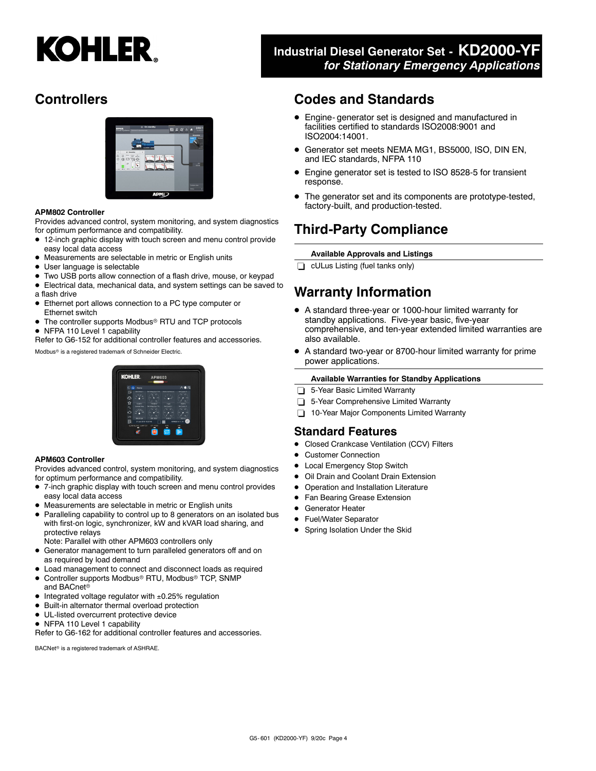# Controllers

**APM802 Controller**

Provides advanced control, system monitoring, and system diagnostics for optimum performance and compatibility.

- 12-inch graphic display with touch screen and menu control provide easy local data access
- Measurements are selectable in metric or English units
- User language is selectable
- Two USB ports allow connection of a flash drive, mouse, or keypad
- Electrical data, mechanical data, and system settings can be saved to a flash drive
- Ethernet port allows connection to a PC type computer or Ethernet switch
- The controller supports Modbus® RTU and TCP protocols
- NFPA 110 Level 1 capability

Refer to G6-152 for additional controller features and accessories.

Modbus® is a registered trademark of Schneider Electric.

**APM603 Controller**

Provides advanced control, system monitoring, and system diagnostics for optimum performance and compatibility.

- 7-inch graphic display with touch screen and menu control provides easy local data access
- Measurements are selectable in metric or English units
- Paralleling capability to control up to 8 generators on an isolated bus with first-on logic, synchronizer, kW and kVAR load sharing, and protective relays
  Note: Parallel with other APM603 controllers only
- Generator management to turn paralleled generators off and on as required by load demand
- Load management to connect and disconnect loads as required
- Controller supports Modbus® RTU, Modbus® TCP, SNMP and BACnet®
- Integrated voltage regulator with ±0.25% regulation
- Built-in alternator thermal overload protection
- UL-listed overcurrent protective device
- NFPA 110 Level 1 capability

Refer to G6-162 for additional controller features and accessories.

BACNet® is a registered trademark of ASHRAE.

# Codes and Standards

- Engine- generator set is designed and manufactured in facilities certified to standards ISO2008:9001 and ISO2004:14001.
- Generator set meets NEMA MG1, BS5000, ISO, DIN EN, and IEC standards, NFPA 110
- Engine generator set is tested to ISO 8528-5 for transient response.
- The generator set and its components are prototype-tested, factory-built, and production-tested.

# Third-Party Compliance

**Available Approvals and Listings**

- ❑ cULus Listing (fuel tanks only)

# Warranty Information

- A standard three-year or 1000-hour limited warranty for standby applications. Five-year basic, five-year comprehensive, and ten-year extended limited warranties are also available.
- A standard two-year or 8700-hour limited warranty for prime power applications.

**Available Warranties for Standby Applications**

- ❑ 5-Year Basic Limited Warranty
- ❑ 5-Year Comprehensive Limited Warranty
- ❑ 10-Year Major Components Limited Warranty

## Standard Features

- Closed Crankcase Ventilation (CCV) Filters
- Customer Connection
- Local Emergency Stop Switch
- Oil Drain and Coolant Drain Extension
- Operation and Installation Literature
- Fan Bearing Grease Extension
- Generator Heater
- Fuel/Water Separator
- Spring Isolation Under the Skid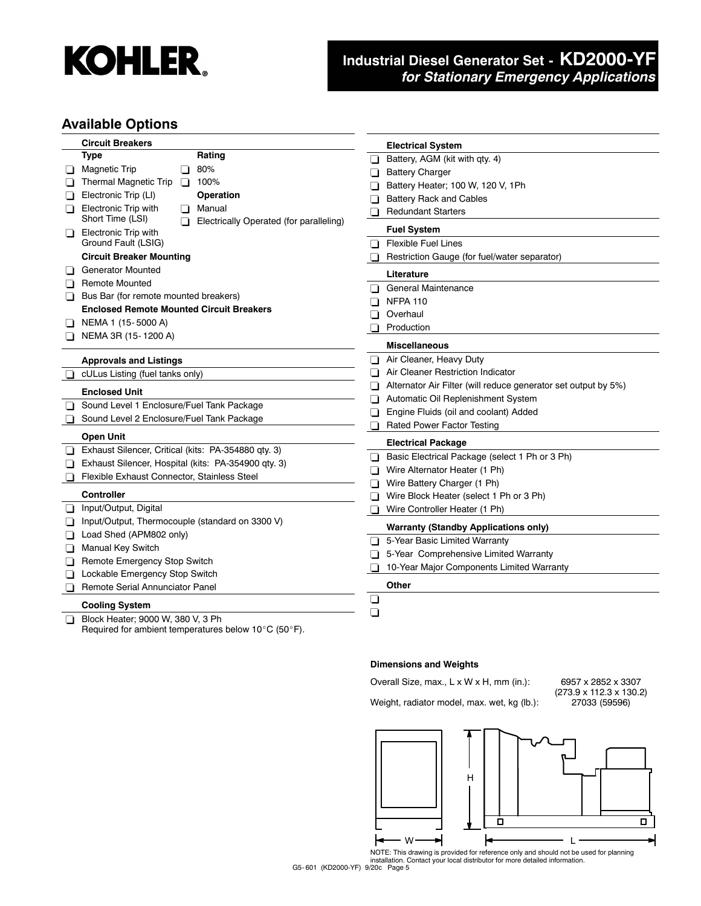# Industrial Diesel Generator Set - KD2000-YF
*for Stationary Emergency Applications*

## Available Options

### Circuit Breakers

**Type**
- ❑ Magnetic Trip
- ❑ Thermal Magnetic Trip
- ❑ Electronic Trip (LI)
- ❑ Electronic Trip with Short Time (LSI)
- ❑ Electronic Trip with Ground Fault (LSIG)

**Rating**
- ❑ 80%
- ❑ 100%

**Operation**
- ❑ Manual
- ❑ Electrically Operated (for paralleling)

**Circuit Breaker Mounting**
- ❑ Generator Mounted
- ❑ Remote Mounted
- ❑ Bus Bar (for remote mounted breakers)

**Enclosed Remote Mounted Circuit Breakers**
- ❑ NEMA 1 (15-5000 A)
- ❑ NEMA 3R (15-1200 A)

### Approvals and Listings
- ❑ cULus Listing (fuel tanks only)

### Enclosed Unit
- ❑ Sound Level 1 Enclosure/Fuel Tank Package
- ❑ Sound Level 2 Enclosure/Fuel Tank Package

### Open Unit
- ❑ Exhaust Silencer, Critical (kits: PA-354880 qty. 3)
- ❑ Exhaust Silencer, Hospital (kits: PA-354900 qty. 3)
- ❑ Flexible Exhaust Connector, Stainless Steel

### Controller
- ❑ Input/Output, Digital
- ❑ Input/Output, Thermocouple (standard on 3300 V)
- ❑ Load Shed (APM802 only)
- ❑ Manual Key Switch
- ❑ Remote Emergency Stop Switch
- ❑ Lockable Emergency Stop Switch
- ❑ Remote Serial Annunciator Panel

### Cooling System
- ❑ Block Heater; 9000 W, 380 V, 3 Ph
  Required for ambient temperatures below 10°C (50°F).

### Electrical System
- ❑ Battery, AGM (kit with qty. 4)
- ❑ Battery Charger
- ❑ Battery Heater; 100 W, 120 V, 1Ph
- ❑ Battery Rack and Cables
- ❑ Redundant Starters

### Fuel System
- ❑ Flexible Fuel Lines
- ❑ Restriction Gauge (for fuel/water separator)

### Literature
- ❑ General Maintenance
- ❑ NFPA 110
- ❑ Overhaul
- ❑ Production

### Miscellaneous
- ❑ Air Cleaner, Heavy Duty
- ❑ Air Cleaner Restriction Indicator
- ❑ Alternator Air Filter (will reduce generator set output by 5%)
- ❑ Automatic Oil Replenishment System
- ❑ Engine Fluids (oil and coolant) Added
- ❑ Rated Power Factor Testing

### Electrical Package
- ❑ Basic Electrical Package (select 1 Ph or 3 Ph)
- ❑ Wire Alternator Heater (1 Ph)
- ❑ Wire Battery Charger (1 Ph)
- ❑ Wire Block Heater (select 1 Ph or 3 Ph)
- ❑ Wire Controller Heater (1 Ph)

### Warranty (Standby Applications only)
- ❑ 5-Year Basic Limited Warranty
- ❑ 5-Year Comprehensive Limited Warranty
- ❑ 10-Year Major Components Limited Warranty

### Other
- ❑
- ❑

### Dimensions and Weights

| | |
|---|---|
| Overall Size, max., L x W x H, mm (in.): | 6957 x 2852 x 3307 (273.9 x 112.3 x 130.2) |
| Weight, radiator model, max. wet, kg (lb.): | 27033 (59596) |

H

W

L

NOTE: This drawing is provided for reference only and should not be used for planning installation. Contact your local distributor for more detailed information.

G5-601 (KD2000-YF) 9/20c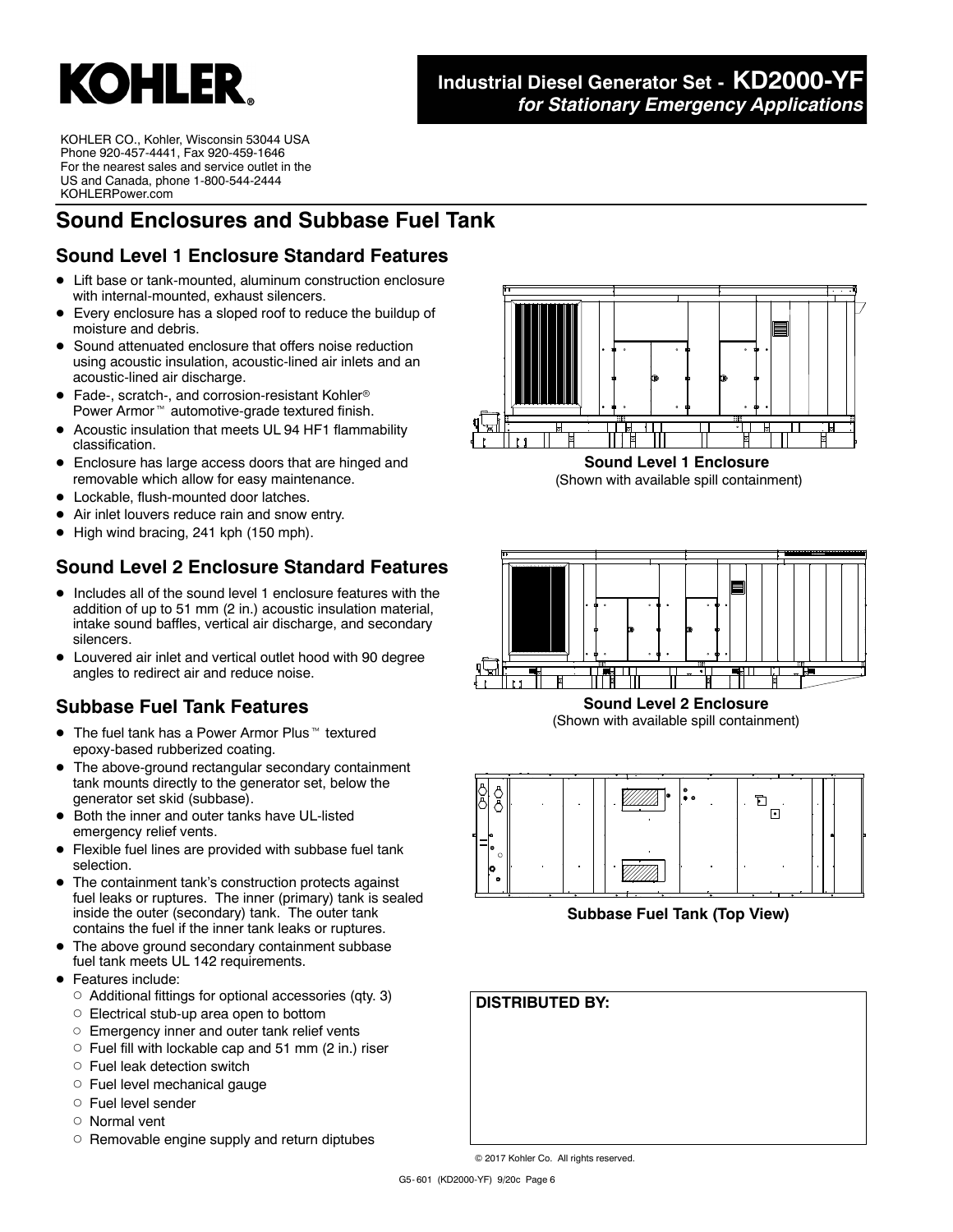# KOHLER

## Industrial Diesel Generator Set - KD2000-YF
*for Stationary Emergency Applications*

KOHLER CO., Kohler, Wisconsin 53044 USA
Phone 920-457-4441, Fax 920-459-1646
For the nearest sales and service outlet in the US and Canada, phone 1-800-544-2444
KOHLERPower.com

## Sound Enclosures and Subbase Fuel Tank

### Sound Level 1 Enclosure Standard Features

- Lift base or tank-mounted, aluminum construction enclosure with internal-mounted, exhaust silencers.
- Every enclosure has a sloped roof to reduce the buildup of moisture and debris.
- Sound attenuated enclosure that offers noise reduction using acoustic insulation, acoustic-lined air inlets and an acoustic-lined air discharge.
- Fade-, scratch-, and corrosion-resistant Kohler® Power Armor™ automotive-grade textured finish.
- Acoustic insulation that meets UL 94 HF1 flammability classification.
- Enclosure has large access doors that are hinged and removable which allow for easy maintenance.
- Lockable, flush-mounted door latches.
- Air inlet louvers reduce rain and snow entry.
- High wind bracing, 241 kph (150 mph).

**Sound Level 1 Enclosure**
(Shown with available spill containment)

### Sound Level 2 Enclosure Standard Features

- Includes all of the sound level 1 enclosure features with the addition of up to 51 mm (2 in.) acoustic insulation material, intake sound baffles, vertical air discharge, and secondary silencers.
- Louvered air inlet and vertical outlet hood with 90 degree angles to redirect air and reduce noise.

**Sound Level 2 Enclosure**
(Shown with available spill containment)

### Subbase Fuel Tank Features

- The fuel tank has a Power Armor Plus™ textured epoxy-based rubberized coating.
- The above-ground rectangular secondary containment tank mounts directly to the generator set, below the generator set skid (subbase).
- Both the inner and outer tanks have UL-listed emergency relief vents.
- Flexible fuel lines are provided with subbase fuel tank selection.
- The containment tank's construction protects against fuel leaks or ruptures. The inner (primary) tank is sealed inside the outer (secondary) tank. The outer tank contains the fuel if the inner tank leaks or ruptures.
- The above ground secondary containment subbase fuel tank meets UL 142 requirements.
- Features include:
  - Additional fittings for optional accessories (qty. 3)
  - Electrical stub-up area open to bottom
  - Emergency inner and outer tank relief vents
  - Fuel fill with lockable cap and 51 mm (2 in.) riser
  - Fuel leak detection switch
  - Fuel level mechanical gauge
  - Fuel level sender
  - Normal vent
  - Removable engine supply and return diptubes

**Subbase Fuel Tank (Top View)**

**DISTRIBUTED BY:**

© 2017 Kohler Co. All rights reserved.